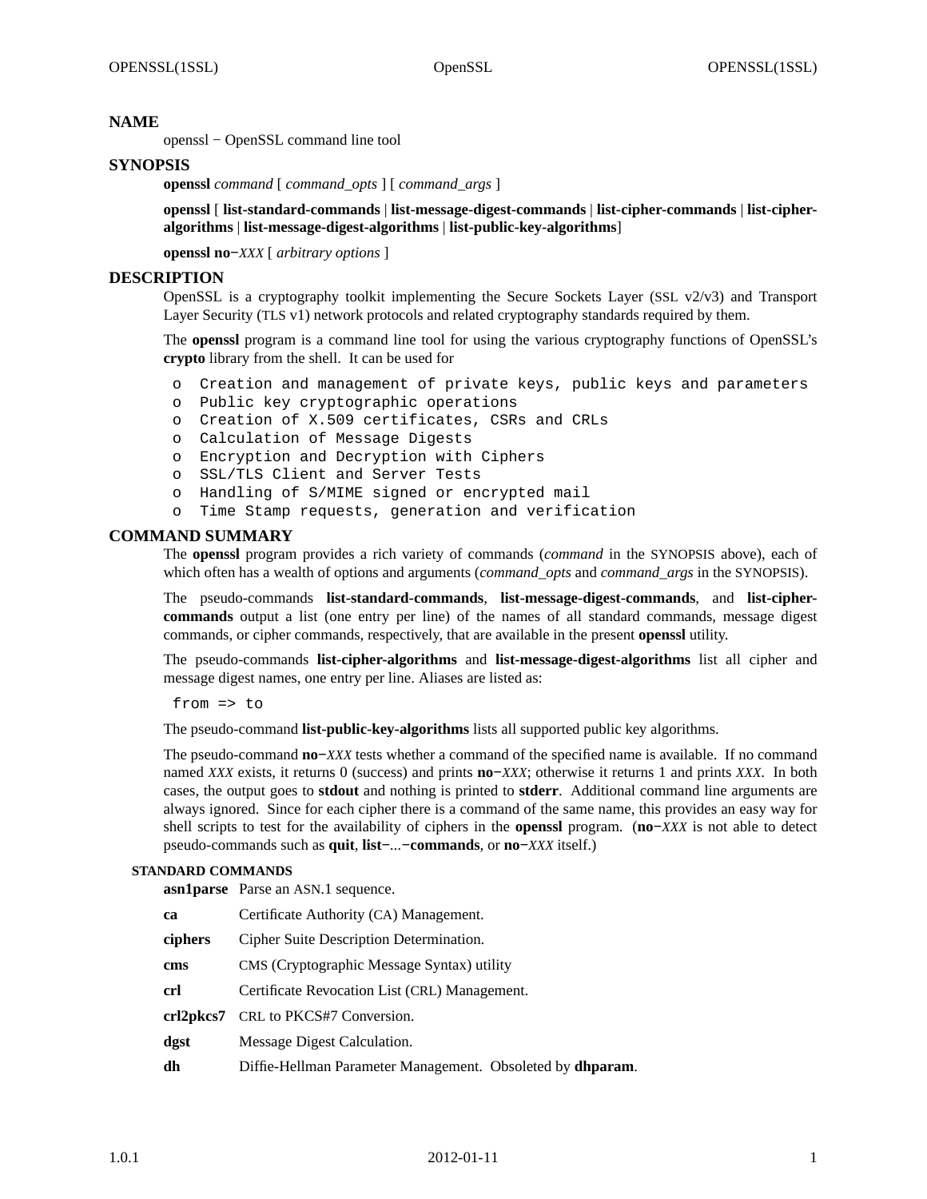## NAME

openssl − OpenSSL command line tool

## SYNOPSIS

**openssl** *command* [ *command_opts* ] [ *command_args* ]

**openssl** [ **list-standard-commands** | **list-message-digest-commands** | **list-cipher-commands** | **list-cipher-algorithms** | **list-message-digest-algorithms** | **list-public-key-algorithms**]

**openssl no−***XXX* [ *arbitrary options* ]

## DESCRIPTION

OpenSSL is a cryptography toolkit implementing the Secure Sockets Layer (SSL v2/v3) and Transport Layer Security (TLS v1) network protocols and related cryptography standards required by them.

The **openssl** program is a command line tool for using the various cryptography functions of OpenSSL's **crypto** library from the shell. It can be used for

```
 o  Creation and management of private keys, public keys and parameters
 o  Public key cryptographic operations
 o  Creation of X.509 certificates, CSRs and CRLs
 o  Calculation of Message Digests
 o  Encryption and Decryption with Ciphers
 o  SSL/TLS Client and Server Tests
 o  Handling of S/MIME signed or encrypted mail
 o  Time Stamp requests, generation and verification
```

## COMMAND SUMMARY

The **openssl** program provides a rich variety of commands (*command* in the SYNOPSIS above), each of which often has a wealth of options and arguments (*command_opts* and *command_args* in the SYNOPSIS).

The pseudo-commands **list-standard-commands**, **list-message-digest-commands**, and **list-cipher-commands** output a list (one entry per line) of the names of all standard commands, message digest commands, or cipher commands, respectively, that are available in the present **openssl** utility.

The pseudo-commands **list-cipher-algorithms** and **list-message-digest-algorithms** list all cipher and message digest names, one entry per line. Aliases are listed as:

```
 from => to
```

The pseudo-command **list-public-key-algorithms** lists all supported public key algorithms.

The pseudo-command **no−***XXX* tests whether a command of the specified name is available. If no command named *XXX* exists, it returns 0 (success) and prints **no−***XXX*; otherwise it returns 1 and prints *XXX*. In both cases, the output goes to **stdout** and nothing is printed to **stderr**. Additional command line arguments are always ignored. Since for each cipher there is a command of the same name, this provides an easy way for shell scripts to test for the availability of ciphers in the **openssl** program. (**no−***XXX* is not able to detect pseudo-commands such as **quit**, **list−**...**−commands**, or **no−***XXX* itself.)

### STANDARD COMMANDS

**asn1parse** Parse an ASN.1 sequence.

**ca** Certificate Authority (CA) Management.

**ciphers** Cipher Suite Description Determination.

**cms** CMS (Cryptographic Message Syntax) utility

**crl** Certificate Revocation List (CRL) Management.

**crl2pkcs7** CRL to PKCS#7 Conversion.

**dgst** Message Digest Calculation.

**dh** Diffie-Hellman Parameter Management. Obsoleted by **dhparam**.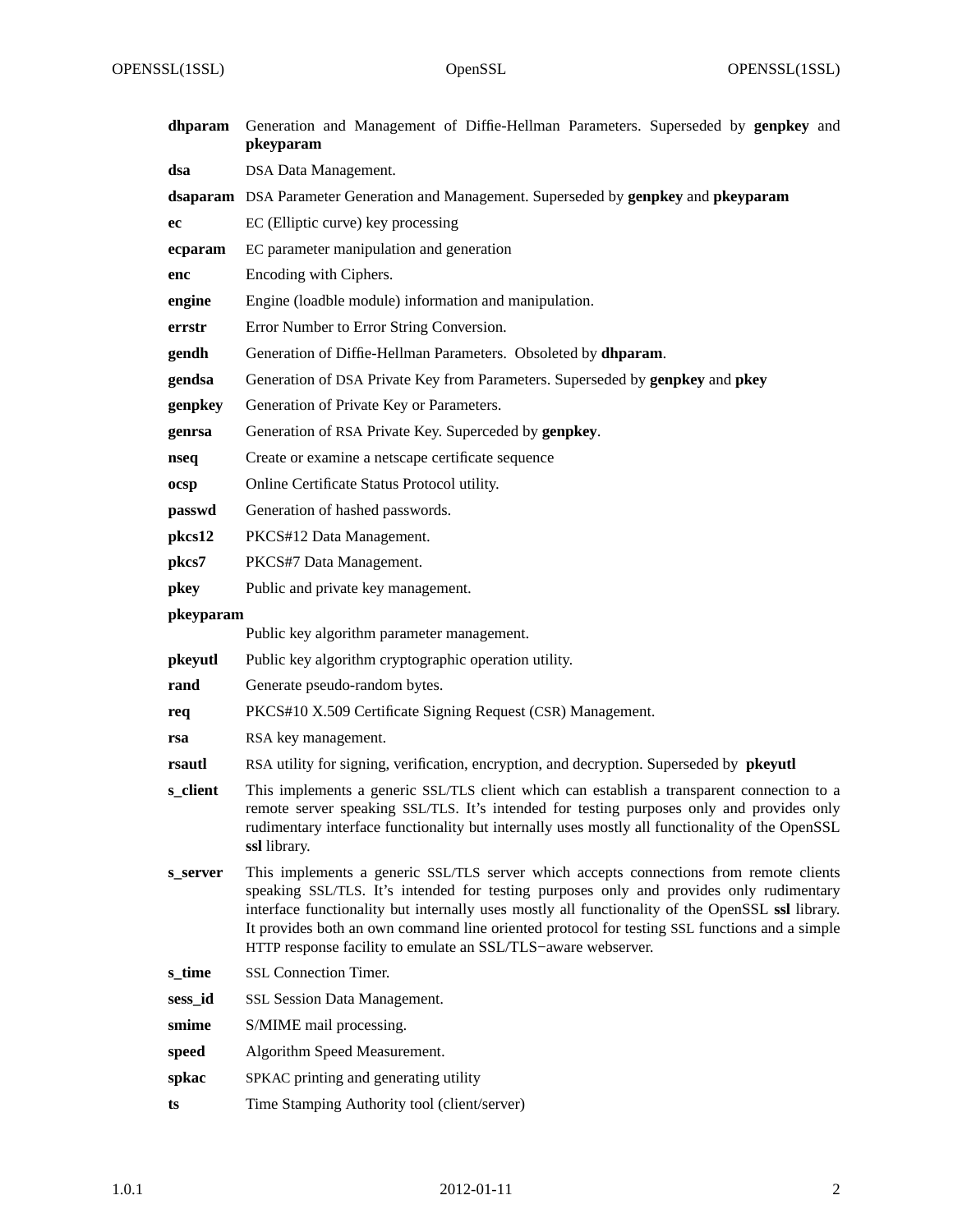**dhparam**
Generation and Management of Diffie-Hellman Parameters. Superseded by **genpkey** and **pkeyparam**

**dsa**
DSA Data Management.

**dsaparam**
DSA Parameter Generation and Management. Superseded by **genpkey** and **pkeyparam**

**ec**
EC (Elliptic curve) key processing

**ecparam**
EC parameter manipulation and generation

**enc**
Encoding with Ciphers.

**engine**
Engine (loadble module) information and manipulation.

**errstr**
Error Number to Error String Conversion.

**gendh**
Generation of Diffie-Hellman Parameters. Obsoleted by **dhparam**.

**gendsa**
Generation of DSA Private Key from Parameters. Superseded by **genpkey** and **pkey**

**genpkey**
Generation of Private Key or Parameters.

**genrsa**
Generation of RSA Private Key. Superceded by **genpkey**.

**nseq**
Create or examine a netscape certificate sequence

**ocsp**
Online Certificate Status Protocol utility.

**passwd**
Generation of hashed passwords.

**pkcs12**
PKCS#12 Data Management.

**pkcs7**
PKCS#7 Data Management.

**pkey**
Public and private key management.

**pkeyparam**
Public key algorithm parameter management.

**pkeyutl**
Public key algorithm cryptographic operation utility.

**rand**
Generate pseudo-random bytes.

**req**
PKCS#10 X.509 Certificate Signing Request (CSR) Management.

**rsa**
RSA key management.

**rsautl**
RSA utility for signing, verification, encryption, and decryption. Superseded by **pkeyutl**

**s_client**
This implements a generic SSL/TLS client which can establish a transparent connection to a remote server speaking SSL/TLS. It's intended for testing purposes only and provides only rudimentary interface functionality but internally uses mostly all functionality of the OpenSSL **ssl** library.

**s_server**
This implements a generic SSL/TLS server which accepts connections from remote clients speaking SSL/TLS. It's intended for testing purposes only and provides only rudimentary interface functionality but internally uses mostly all functionality of the OpenSSL **ssl** library. It provides both an own command line oriented protocol for testing SSL functions and a simple HTTP response facility to emulate an SSL/TLS−aware webserver.

**s_time**
SSL Connection Timer.

**sess_id**
SSL Session Data Management.

**smime**
S/MIME mail processing.

**speed**
Algorithm Speed Measurement.

**spkac**
SPKAC printing and generating utility

**ts**
Time Stamping Authority tool (client/server)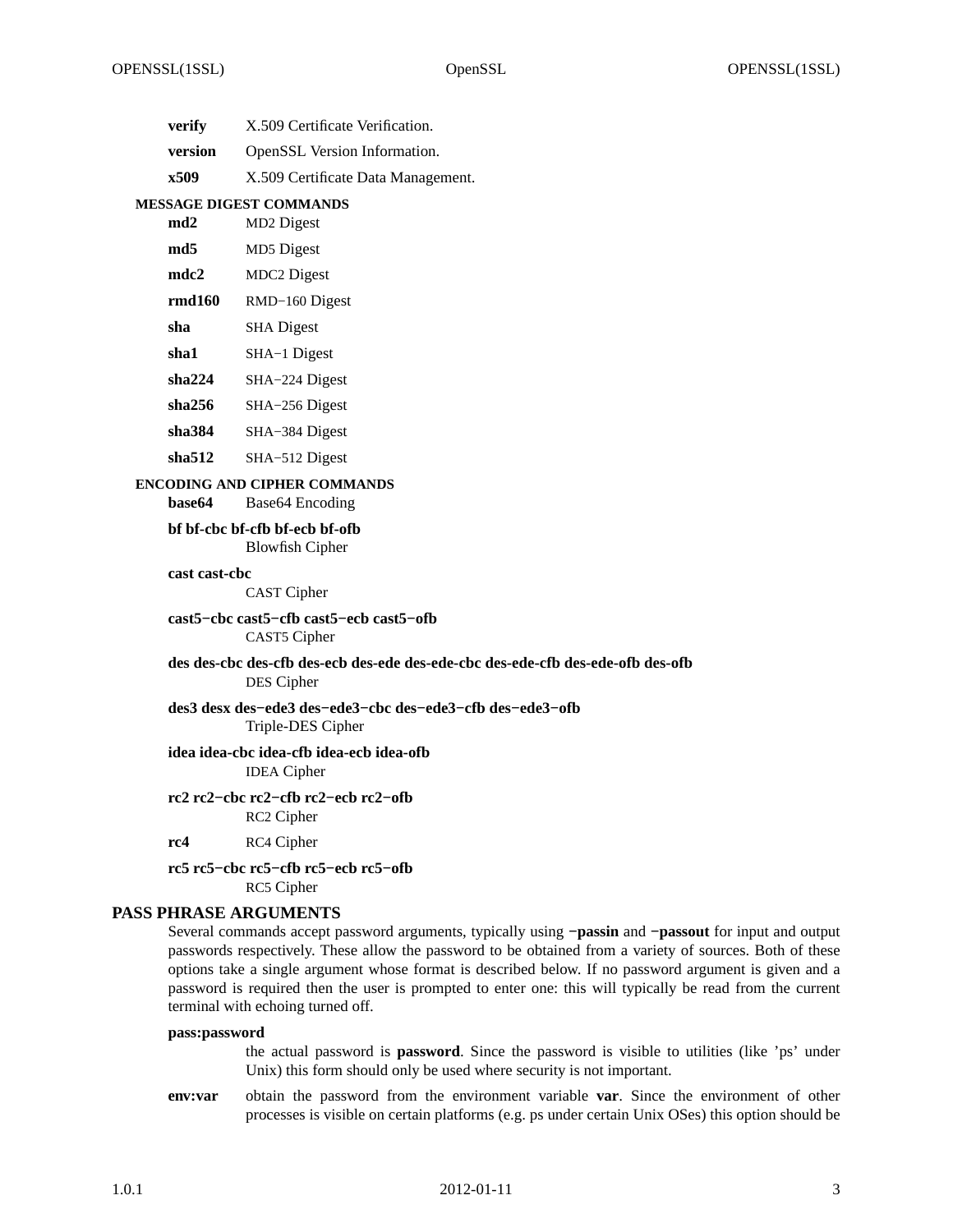**verify** X.509 Certificate Verification.

**version** OpenSSL Version Information.

**x509** X.509 Certificate Data Management.

### MESSAGE DIGEST COMMANDS

**md2** MD2 Digest

**md5** MD5 Digest

**mdc2** MDC2 Digest

**rmd160** RMD−160 Digest

**sha** SHA Digest

**sha1** SHA−1 Digest

**sha224** SHA−224 Digest

**sha256** SHA−256 Digest

**sha384** SHA−384 Digest

**sha512** SHA−512 Digest

### ENCODING AND CIPHER COMMANDS

**base64** Base64 Encoding

**bf bf-cbc bf-cfb bf-ecb bf-ofb**
Blowfish Cipher

**cast cast-cbc**
CAST Cipher

**cast5−cbc cast5−cfb cast5−ecb cast5−ofb**
CAST5 Cipher

**des des-cbc des-cfb des-ecb des-ede des-ede-cbc des-ede-cfb des-ede-ofb des-ofb**
DES Cipher

**des3 desx des−ede3 des−ede3−cbc des−ede3−cfb des−ede3−ofb**
Triple-DES Cipher

**idea idea-cbc idea-cfb idea-ecb idea-ofb**
IDEA Cipher

**rc2 rc2−cbc rc2−cfb rc2−ecb rc2−ofb**
RC2 Cipher

**rc4** RC4 Cipher

**rc5 rc5−cbc rc5−cfb rc5−ecb rc5−ofb**
RC5 Cipher

## PASS PHRASE ARGUMENTS

Several commands accept password arguments, typically using **−passin** and **−passout** for input and output passwords respectively. These allow the password to be obtained from a variety of sources. Both of these options take a single argument whose format is described below. If no password argument is given and a password is required then the user is prompted to enter one: this will typically be read from the current terminal with echoing turned off.

**pass:password**
the actual password is **password**. Since the password is visible to utilities (like 'ps' under Unix) this form should only be used where security is not important.

**env:var** obtain the password from the environment variable **var**. Since the environment of other processes is visible on certain platforms (e.g. ps under certain Unix OSes) this option should be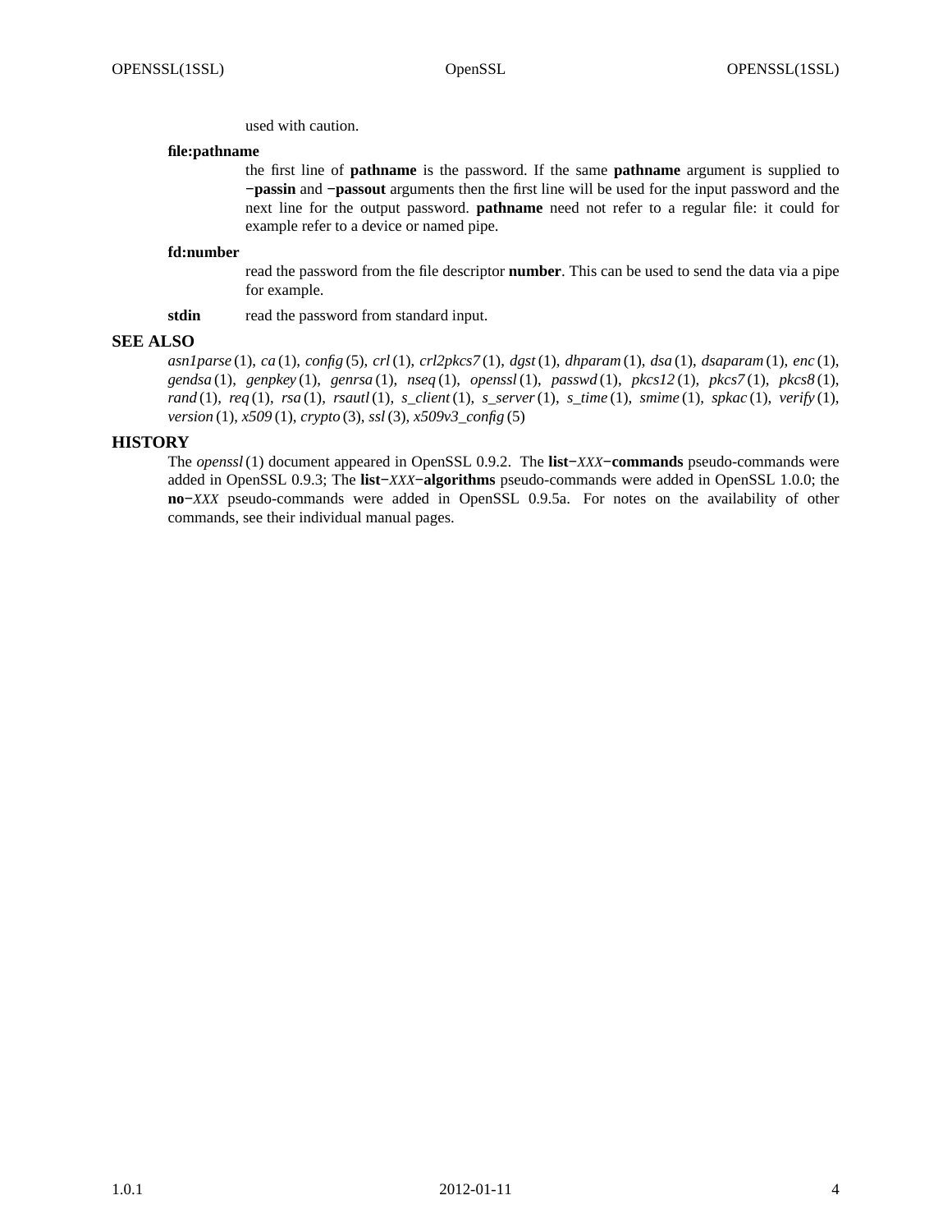used with caution.

**file:pathname**

the first line of **pathname** is the password. If the same **pathname** argument is supplied to **−passin** and **−passout** arguments then the first line will be used for the input password and the next line for the output password. **pathname** need not refer to a regular file: it could for example refer to a device or named pipe.

**fd:number**

read the password from the file descriptor **number**. This can be used to send the data via a pipe for example.

**stdin**

read the password from standard input.

## SEE ALSO

*asn1parse* (1), *ca* (1), *config* (5), *crl* (1), *crl2pkcs7* (1), *dgst* (1), *dhparam* (1), *dsa* (1), *dsaparam* (1), *enc* (1), *gendsa* (1), *genpkey* (1), *genrsa* (1), *nseq* (1), *openssl* (1), *passwd* (1), *pkcs12* (1), *pkcs7* (1), *pkcs8* (1), *rand* (1), *req* (1), *rsa* (1), *rsautl* (1), *s_client* (1), *s_server* (1), *s_time* (1), *smime* (1), *spkac* (1), *verify* (1), *version* (1), *x509* (1), *crypto* (3), *ssl* (3), *x509v3_config* (5)

## HISTORY

The *openssl* (1) document appeared in OpenSSL 0.9.2. The **list−***XXX***−commands** pseudo-commands were added in OpenSSL 0.9.3; The **list−***XXX***−algorithms** pseudo-commands were added in OpenSSL 1.0.0; the **no−***XXX* pseudo-commands were added in OpenSSL 0.9.5a. For notes on the availability of other commands, see their individual manual pages.